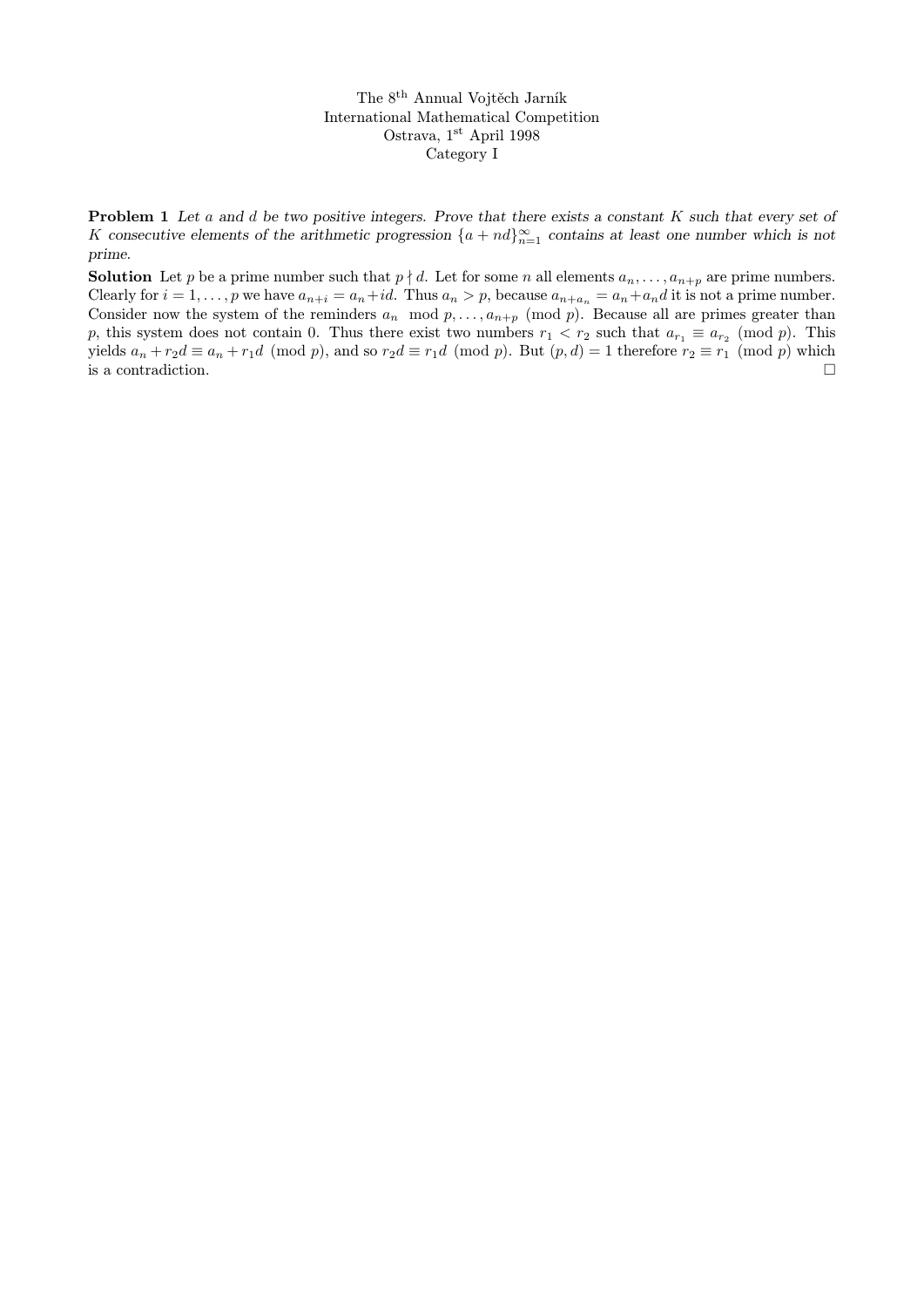The 8[th] Annual Vojtěch Jarník
International Mathematical Competition
Ostrava, 1[st] April 1998
Category I

**Problem 1** *Let $a$ and $d$ be two positive integers. Prove that there exists a constant $K$ such that every set of $K$ consecutive elements of the arithmetic progression $\{a + nd\}_{n=1}^{\infty}$ contains at least one number which is not prime.*

**Solution** Let $p$ be a prime number such that $p \nmid d$. Let for some $n$ all elements $a_n, \ldots, a_{n+p}$ are prime numbers. Clearly for $i = 1, \ldots, p$ we have $a_{n+i} = a_n + id$. Thus $a_n > p$, because $a_{n+a_n} = a_n + a_n d$ it is not a prime number. Consider now the system of the reminders $a_n \mod p, \ldots, a_{n+p} \pmod p$. Because all are primes greater than $p$, this system does not contain 0. Thus there exist two numbers $r_1 < r_2$ such that $a_{r_1} \equiv a_{r_2} \pmod p$. This yields $a_n + r_2 d \equiv a_n + r_1 d \pmod p$, and so $r_2 d \equiv r_1 d \pmod p$. But $(p, d) = 1$ therefore $r_2 \equiv r_1 \pmod p$ which is a contradiction. $\square$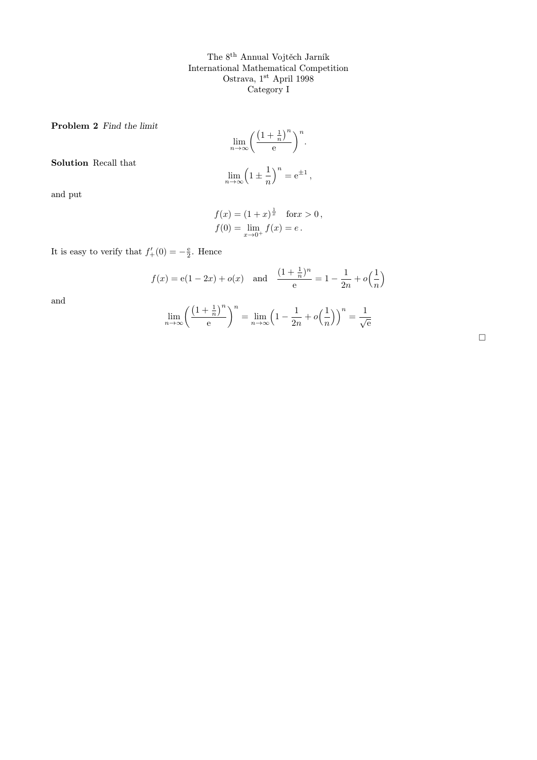The 8[th] Annual Vojtěch Jarník
International Mathematical Competition
Ostrava, 1[st] April 1998
Category I

**Problem 2** *Find the limit*

$$\lim_{n\to\infty}\left(\frac{\left(1+\frac{1}{n}\right)^n}{\mathrm{e}}\right)^n.$$

**Solution** Recall that

$$\lim_{n\to\infty}\left(1\pm\frac{1}{n}\right)^n=\mathrm{e}^{\pm 1}\,,$$

and put

$$f(x)=(1+x)^{\frac{1}{x}}\quad \text{for} x>0\,,$$
$$f(0)=\lim_{x\to 0^+}f(x)=e\,.$$

It is easy to verify that $f'_+(0)=-\frac{\mathrm{e}}{2}$. Hence

$$f(x)=\mathrm{e}(1-2x)+o(x)\quad\text{and}\quad\frac{(1+\frac{1}{n})^n}{\mathrm{e}}=1-\frac{1}{2n}+o\Big(\frac{1}{n}\Big)$$

and

$$\lim_{n\to\infty}\left(\frac{\left(1+\frac{1}{n}\right)^n}{\mathrm{e}}\right)^n=\lim_{n\to\infty}\Big(1-\frac{1}{2n}+o\Big(\frac{1}{n}\Big)\Big)^n=\frac{1}{\sqrt{\mathrm{e}}}$$

□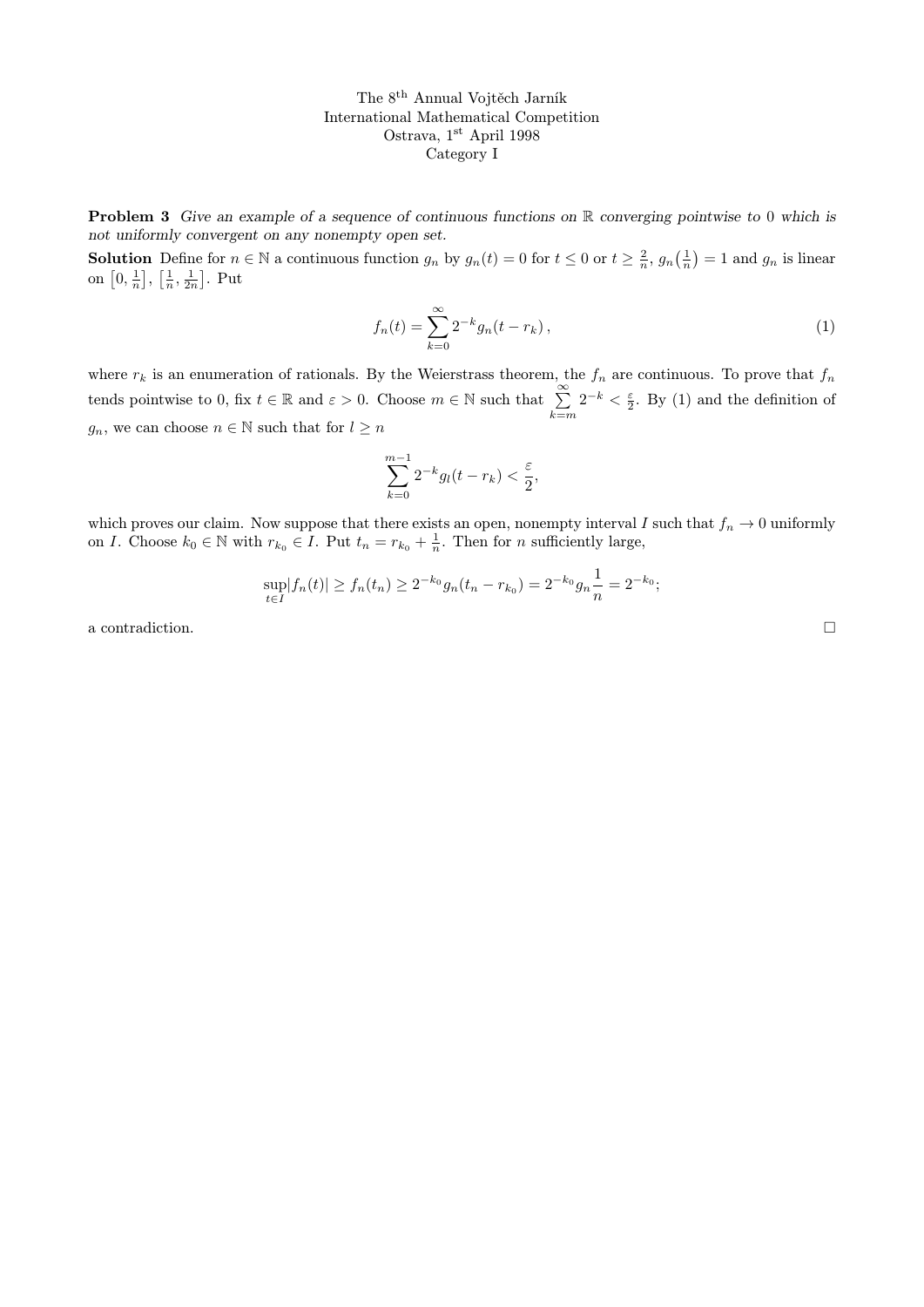The 8th Annual Vojtěch Jarník
International Mathematical Competition
Ostrava, 1st April 1998
Category I

**Problem 3** *Give an example of a sequence of continuous functions on $\mathbb{R}$ converging pointwise to 0 which is not uniformly convergent on any nonempty open set.*

**Solution** Define for $n \in \mathbb{N}$ a continuous function $g_n$ by $g_n(t) = 0$ for $t \le 0$ or $t \ge \frac{2}{n}$, $g_n\left(\frac{1}{n}\right) = 1$ and $g_n$ is linear on $\left[0, \frac{1}{n}\right]$, $\left[\frac{1}{n}, \frac{1}{2n}\right]$. Put

$$f_n(t) = \sum_{k=0}^{\infty} 2^{-k} g_n(t - r_k)\,, \tag{1}$$

where $r_k$ is an enumeration of rationals. By the Weierstrass theorem, the $f_n$ are continuous. To prove that $f_n$ tends pointwise to 0, fix $t \in \mathbb{R}$ and $\varepsilon > 0$. Choose $m \in \mathbb{N}$ such that $\sum_{k=m}^{\infty} 2^{-k} < \frac{\varepsilon}{2}$. By (1) and the definition of $g_n$, we can choose $n \in \mathbb{N}$ such that for $l \ge n$

$$\sum_{k=0}^{m-1} 2^{-k} g_l(t - r_k) < \frac{\varepsilon}{2},$$

which proves our claim. Now suppose that there exists an open, nonempty interval $I$ such that $f_n \to 0$ uniformly on $I$. Choose $k_0 \in \mathbb{N}$ with $r_{k_0} \in I$. Put $t_n = r_{k_0} + \frac{1}{n}$. Then for $n$ sufficiently large,

$$\sup_{t \in I} |f_n(t)| \ge f_n(t_n) \ge 2^{-k_0} g_n(t_n - r_{k_0}) = 2^{-k_0} g_n \frac{1}{n} = 2^{-k_0};$$

a contradiction. □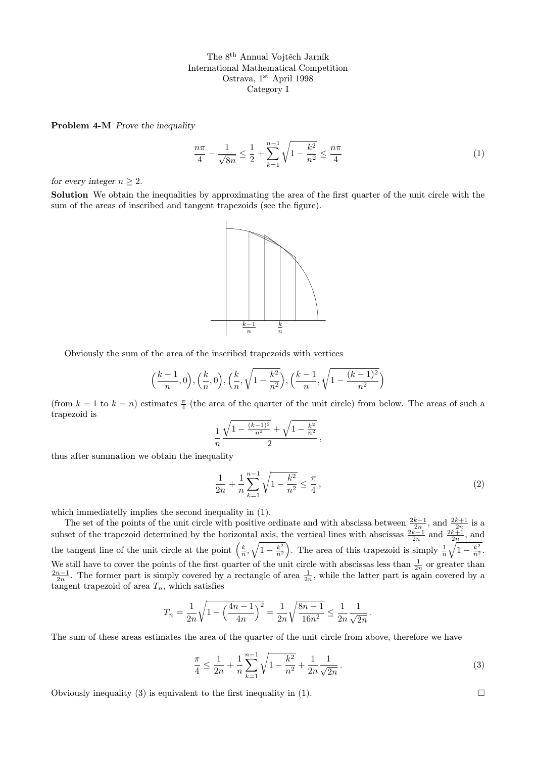The 8th Annual Vojtěch Jarník
International Mathematical Competition
Ostrava, 1st April 1998
Category I

**Problem 4-M** *Prove the inequality*

$$\frac{n\pi}{4} - \frac{1}{\sqrt{8n}} \le \frac{1}{2} + \sum_{k=1}^{n-1} \sqrt{1 - \frac{k^2}{n^2}} \le \frac{n\pi}{4} \tag{1}$$

*for every integer* $n \ge 2$.

**Solution** We obtain the inequalities by approximating the area of the first quarter of the unit circle with the sum of the areas of inscribed and tangent trapezoids (see the figure).

Obviously the sum of the area of the inscribed trapezoids with vertices

$$\Big(\frac{k-1}{n}, 0\Big), \Big(\frac{k}{n}, 0\Big), \Big(\frac{k}{n}, \sqrt{1 - \frac{k^2}{n^2}}\Big), \Big(\frac{k-1}{n}, \sqrt{1 - \frac{(k-1)^2}{n^2}}\Big)$$

(from $k = 1$ to $k = n$) estimates $\frac{\pi}{4}$ (the area of the quarter of the unit circle) from below. The areas of such a trapezoid is

$$\frac{1}{n} \frac{\sqrt{1 - \frac{(k-1)^2}{n^2}} + \sqrt{1 - \frac{k^2}{n^2}}}{2},$$

thus after summation we obtain the inequality

$$\frac{1}{2n} + \frac{1}{n} \sum_{k=1}^{n-1} \sqrt{1 - \frac{k^2}{n^2}} \le \frac{\pi}{4}, \tag{2}$$

which immediatelly implies the second inequality in (1).

The set of the points of the unit circle with positive ordinate and with abscissa between $\frac{2k-1}{2n}$, and $\frac{2k+1}{2n}$ is a subset of the trapezoid determined by the horizontal axis, the vertical lines with abscissas $\frac{2k-1}{2n}$ and $\frac{2k+1}{2n}$, and the tangent line of the unit circle at the point $\Big(\frac{k}{n}, \sqrt{1 - \frac{k^2}{n^2}}\Big)$. The area of this trapezoid is simply $\frac{1}{n}\sqrt{1 - \frac{k^2}{n^2}}$. We still have to cover the points of the first quarter of the unit circle with abscissas less than $\frac{1}{2n}$ or greater than $\frac{2n-1}{2n}$. The former part is simply covered by a rectangle of area $\frac{1}{2n}$, while the latter part is again covered by a tangent trapezoid of area $T_n$, which satisfies

$$T_n = \frac{1}{2n} \sqrt{1 - \Big(\frac{4n-1}{4n}\Big)^2} = \frac{1}{2n} \sqrt{\frac{8n-1}{16n^2}} \le \frac{1}{2n} \frac{1}{\sqrt{2n}}.$$

The sum of these areas estimates the area of the quarter of the unit circle from above, therefore we have

$$\frac{\pi}{4} \le \frac{1}{2n} + \frac{1}{n} \sum_{k=1}^{n-1} \sqrt{1 - \frac{k^2}{n^2}} + \frac{1}{2n} \frac{1}{\sqrt{2n}}. \tag{3}$$

Obviously inequality (3) is equivalent to the first inequality in (1). □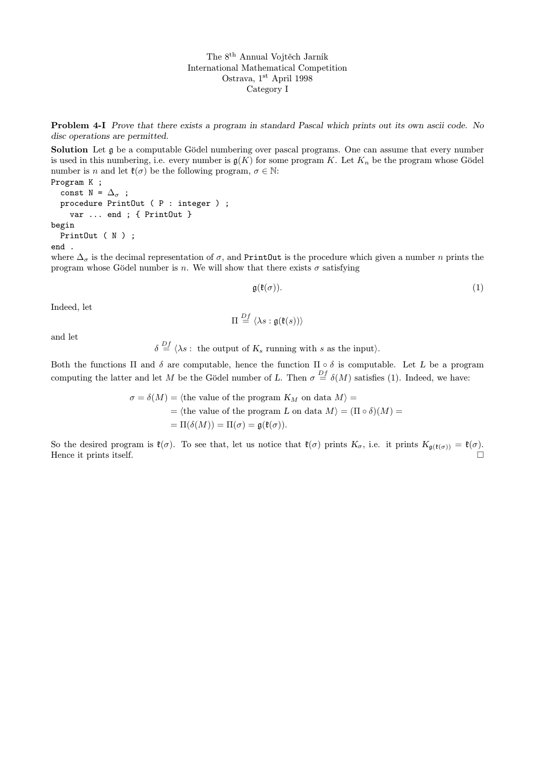The 8[th] Annual Vojtěch Jarník
International Mathematical Competition
Ostrava, 1[st] April 1998
Category I

**Problem 4-I** *Prove that there exists a program in standard Pascal which prints out its own ascii code. No disc operations are permitted.*

**Solution** Let $\mathfrak{g}$ be a computable Gödel numbering over pascal programs. One can assume that every number is used in this numbering, i.e. every number is $\mathfrak{g}(K)$ for some program $K$. Let $K_n$ be the program whose Gödel number is $n$ and let $\mathfrak{k}(\sigma)$ be the following program, $\sigma \in \mathbb{N}$:

```
Program K ;
  const N = Δσ ;
  procedure PrintOut ( P : integer ) ;
    var ... end ; { PrintOut }
begin
  PrintOut ( N ) ;
end .
```

where $\Delta_\sigma$ is the decimal representation of $\sigma$, and `PrintOut` is the procedure which given a number $n$ prints the program whose Gödel number is $n$. We will show that there exists $\sigma$ satisfying

$$\mathfrak{g}(\mathfrak{k}(\sigma)). \tag{1}$$

Indeed, let

$$\Pi \stackrel{Df}{=} \langle \lambda s : \mathfrak{g}(\mathfrak{k}(s)) \rangle$$

and let

$$\delta \stackrel{Df}{=} \langle \lambda s : \text{ the output of } K_s \text{ running with } s \text{ as the input} \rangle.$$

Both the functions $\Pi$ and $\delta$ are computable, hence the function $\Pi \circ \delta$ is computable. Let $L$ be a program computing the latter and let $M$ be the Gödel number of $L$. Then $\sigma \stackrel{Df}{=} \delta(M)$ satisfies (1). Indeed, we have:

$$\begin{aligned}
\sigma = \delta(M) &= \langle \text{the value of the program } K_M \text{ on data } M \rangle = \\
&= \langle \text{the value of the program } L \text{ on data } M \rangle = (\Pi \circ \delta)(M) = \\
&= \Pi(\delta(M)) = \Pi(\sigma) = \mathfrak{g}(\mathfrak{k}(\sigma)).
\end{aligned}$$

So the desired program is $\mathfrak{k}(\sigma)$. To see that, let us notice that $\mathfrak{k}(\sigma)$ prints $K_\sigma$, i.e. it prints $K_{\mathfrak{g}(\mathfrak{k}(\sigma))} = \mathfrak{k}(\sigma)$. Hence it prints itself. $\square$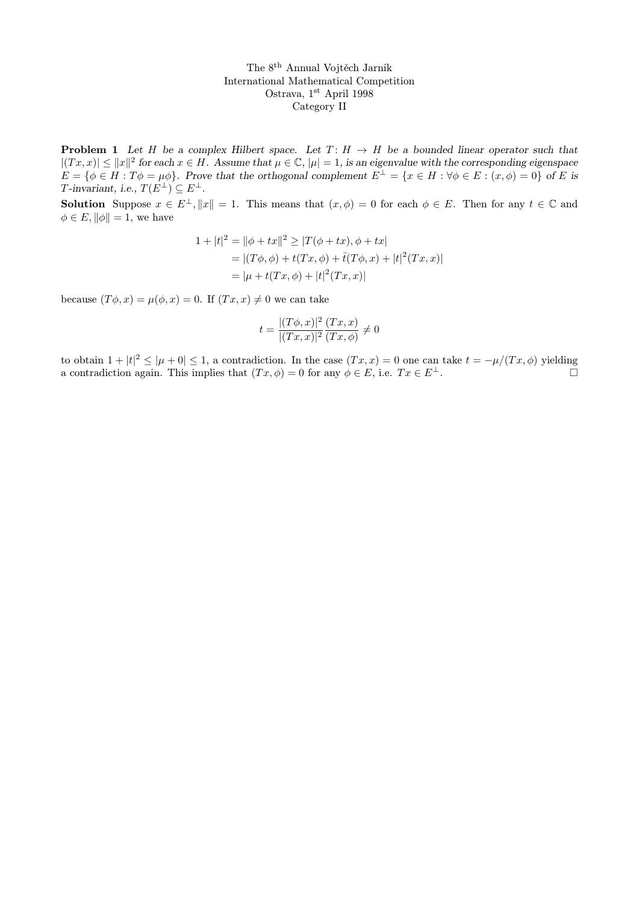The 8th Annual Vojtěch Jarník
International Mathematical Competition
Ostrava, 1st April 1998
Category II

**Problem 1** *Let $H$ be a complex Hilbert space. Let $T: H \to H$ be a bounded linear operator such that $|(Tx, x)| \leq \|x\|^2$ for each $x \in H$. Assume that $\mu \in \mathbb{C}$, $|\mu| = 1$, is an eigenvalue with the corresponding eigenspace $E = \{\phi \in H : T\phi = \mu\phi\}$. Prove that the orthogonal complement $E^\perp = \{x \in H : \forall \phi \in E : (x, \phi) = 0\}$ of $E$ is $T$-invariant, i.e., $T(E^\perp) \subseteq E^\perp$.*

**Solution** Suppose $x \in E^\perp$, $\|x\| = 1$. This means that $(x, \phi) = 0$ for each $\phi \in E$. Then for any $t \in \mathbb{C}$ and $\phi \in E$, $\|\phi\| = 1$, we have

$$
\begin{aligned}
1 + |t|^2 = \|\phi + tx\|^2 &\geq |T(\phi + tx), \phi + tx| \\
&= |(T\phi, \phi) + t(Tx, \phi) + \bar{t}(T\phi, x) + |t|^2(Tx, x)| \\
&= |\mu + t(Tx, \phi) + |t|^2(Tx, x)|
\end{aligned}
$$

because $(T\phi, x) = \mu(\phi, x) = 0$. If $(Tx, x) \neq 0$ we can take

$$
t = \frac{|(T\phi, x)|^2}{|(Tx, x)|^2} \frac{(Tx, x)}{(Tx, \phi)} \neq 0
$$

to obtain $1 + |t|^2 \leq |\mu + 0| \leq 1$, a contradiction. In the case $(Tx, x) = 0$ one can take $t = -\mu/(Tx, \phi)$ yielding a contradiction again. This implies that $(Tx, \phi) = 0$ for any $\phi \in E$, i.e. $Tx \in E^\perp$. $\square$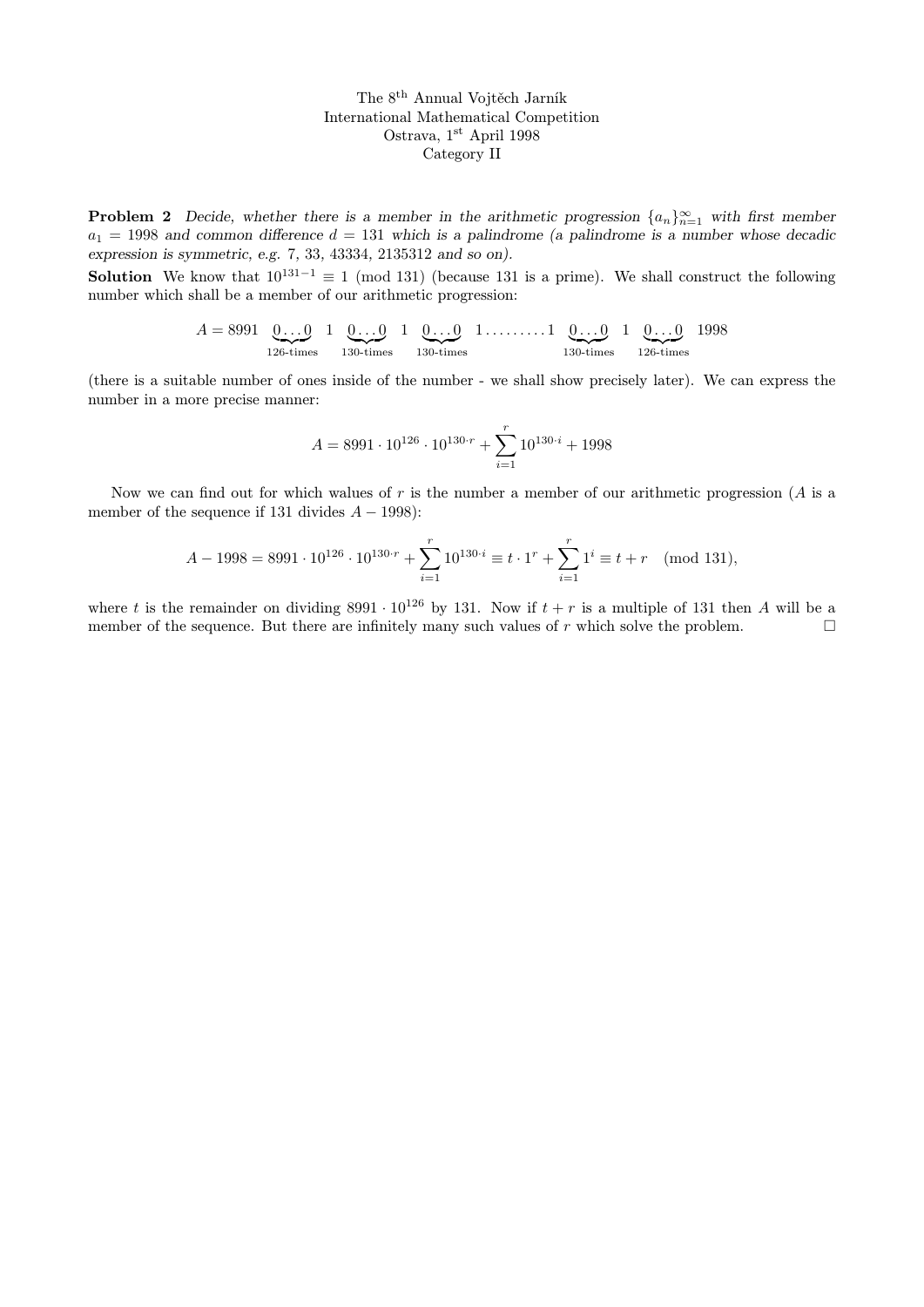The 8th Annual Vojtěch Jarník
International Mathematical Competition
Ostrava, 1st April 1998
Category II

**Problem 2** *Decide, whether there is a member in the arithmetic progression $\{a_n\}_{n=1}^{\infty}$ with first member $a_1 = 1998$ and common difference $d = 131$ which is a palindrome (a palindrome is a number whose decadic expression is symmetric, e.g. 7, 33, 43334, 2135312 and so on).*

**Solution** We know that $10^{131-1} \equiv 1 \pmod{131}$ (because 131 is a prime). We shall construct the following number which shall be a member of our arithmetic progression:

$$A = 8991 \underbrace{0\ldots0}_{126\text{-times}} 1 \underbrace{0\ldots0}_{130\text{-times}} 1 \underbrace{0\ldots0}_{130\text{-times}} 1 \ldots\ldots\ldots 1 \underbrace{0\ldots0}_{130\text{-times}} 1 \underbrace{0\ldots0}_{126\text{-times}} 1998$$

(there is a suitable number of ones inside of the number - we shall show precisely later). We can express the number in a more precise manner:

$$A = 8991 \cdot 10^{126} \cdot 10^{130 \cdot r} + \sum_{i=1}^{r} 10^{130 \cdot i} + 1998$$

Now we can find out for which walues of $r$ is the number a member of our arithmetic progression ($A$ is a member of the sequence if 131 divides $A - 1998$):

$$A - 1998 = 8991 \cdot 10^{126} \cdot 10^{130 \cdot r} + \sum_{i=1}^{r} 10^{130 \cdot i} \equiv t \cdot 1^r + \sum_{i=1}^{r} 1^i \equiv t + r \pmod{131},$$

where $t$ is the remainder on dividing $8991 \cdot 10^{126}$ by 131. Now if $t + r$ is a multiple of 131 then $A$ will be a member of the sequence. But there are infinitely many such values of $r$ which solve the problem. □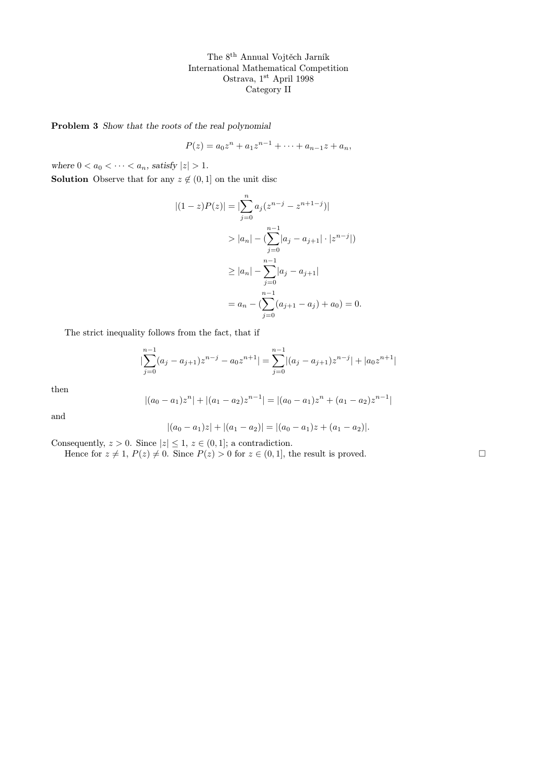The 8[th] Annual Vojtěch Jarník
International Mathematical Competition
Ostrava, 1[st] April 1998
Category II

**Problem 3** *Show that the roots of the real polynomial*

$$P(z) = a_0 z^n + a_1 z^{n-1} + \cdots + a_{n-1} z + a_n,$$

*where* $0 < a_0 < \cdots < a_n$*, satisfy* $|z| > 1$.

**Solution** Observe that for any $z \notin (0,1]$ on the unit disc

$$\begin{aligned}
|(1-z)P(z)| &= |\sum_{j=0}^{n} a_j (z^{n-j} - z^{n+1-j})| \\
&> |a_n| - (\sum_{j=0}^{n-1} |a_j - a_{j+1}| \cdot |z^{n-j}|) \\
&\geq |a_n| - \sum_{j=0}^{n-1} |a_j - a_{j+1}| \\
&= a_n - (\sum_{j=0}^{n-1} (a_{j+1} - a_j) + a_0) = 0.
\end{aligned}$$

The strict inequality follows from the fact, that if

$$|\sum_{j=0}^{n-1} (a_j - a_{j+1}) z^{n-j} - a_0 z^{n+1}| = \sum_{j=0}^{n-1} |(a_j - a_{j+1}) z^{n-j}| + |a_0 z^{n+1}|$$

then

$$|(a_0 - a_1) z^n| + |(a_1 - a_2) z^{n-1}| = |(a_0 - a_1) z^n + (a_1 - a_2) z^{n-1}|$$

and

$$|(a_0 - a_1) z| + |(a_1 - a_2)| = |(a_0 - a_1) z + (a_1 - a_2)|.$$

Consequently, $z > 0$. Since $|z| \leq 1$, $z \in (0,1]$; a contradiction.

Hence for $z \neq 1$, $P(z) \neq 0$. Since $P(z) > 0$ for $z \in (0,1]$, the result is proved. □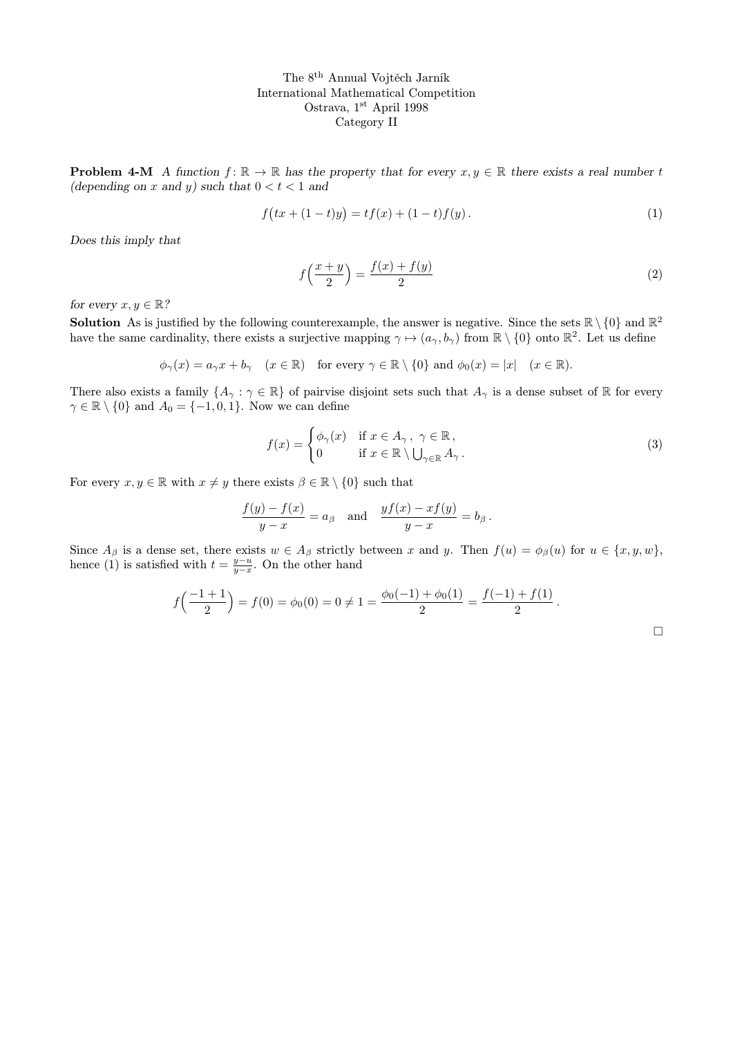The 8th Annual Vojtěch Jarník
International Mathematical Competition
Ostrava, 1st April 1998
Category II

**Problem 4-M** *A function $f\colon \mathbb{R} \to \mathbb{R}$ has the property that for every $x, y \in \mathbb{R}$ there exists a real number $t$ (depending on $x$ and $y$) such that $0 < t < 1$ and*

$$f\big(tx + (1-t)y\big) = tf(x) + (1-t)f(y)\,. \tag{1}$$

*Does this imply that*

$$f\Big(\frac{x+y}{2}\Big) = \frac{f(x)+f(y)}{2} \tag{2}$$

*for every $x, y \in \mathbb{R}$?*

**Solution** As is justified by the following counterexample, the answer is negative. Since the sets $\mathbb{R} \setminus \{0\}$ and $\mathbb{R}^2$ have the same cardinality, there exists a surjective mapping $\gamma \mapsto (a_\gamma, b_\gamma)$ from $\mathbb{R} \setminus \{0\}$ onto $\mathbb{R}^2$. Let us define

$$\phi_\gamma(x) = a_\gamma x + b_\gamma \quad (x \in \mathbb{R}) \quad \text{for every } \gamma \in \mathbb{R} \setminus \{0\} \text{ and } \phi_0(x) = |x| \quad (x \in \mathbb{R}).$$

There also exists a family $\{A_\gamma : \gamma \in \mathbb{R}\}$ of pairwise disjoint sets such that $A_\gamma$ is a dense subset of $\mathbb{R}$ for every $\gamma \in \mathbb{R} \setminus \{0\}$ and $A_0 = \{-1, 0, 1\}$. Now we can define

$$f(x) = \begin{cases} \phi_\gamma(x) & \text{if } x \in A_\gamma\,,\ \gamma \in \mathbb{R}\,, \\ 0 & \text{if } x \in \mathbb{R} \setminus \bigcup_{\gamma \in \mathbb{R}} A_\gamma\,. \end{cases} \tag{3}$$

For every $x, y \in \mathbb{R}$ with $x \neq y$ there exists $\beta \in \mathbb{R} \setminus \{0\}$ such that

$$\frac{f(y) - f(x)}{y - x} = a_\beta \quad \text{and} \quad \frac{yf(x) - xf(y)}{y - x} = b_\beta\,.$$

Since $A_\beta$ is a dense set, there exists $w \in A_\beta$ strictly between $x$ and $y$. Then $f(u) = \phi_\beta(u)$ for $u \in \{x, y, w\}$, hence (1) is satisfied with $t = \frac{y-u}{y-x}$. On the other hand

$$f\Big(\frac{-1+1}{2}\Big) = f(0) = \phi_0(0) = 0 \neq 1 = \frac{\phi_0(-1) + \phi_0(1)}{2} = \frac{f(-1) + f(1)}{2}\,.$$

□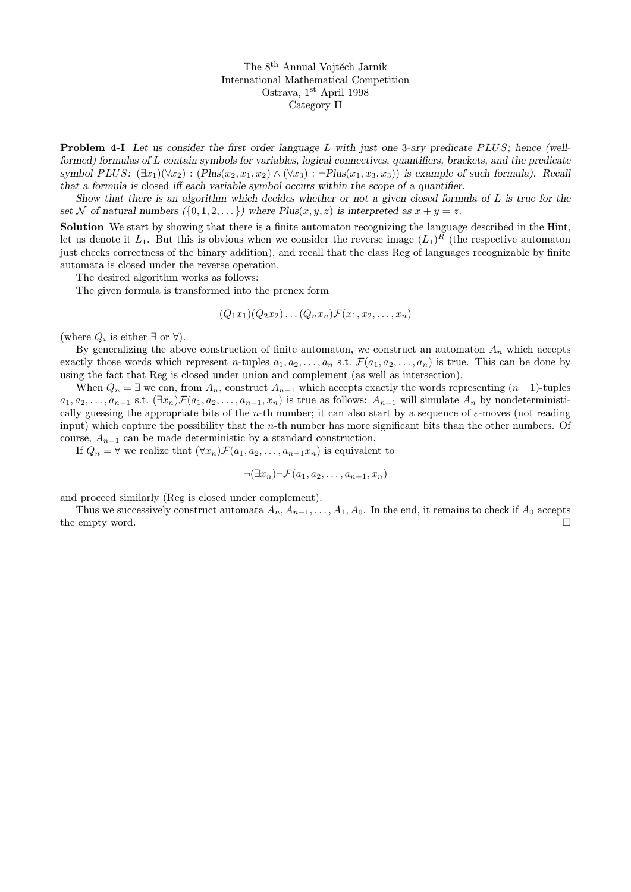The 8[th] Annual Vojtěch Jarník
International Mathematical Competition
Ostrava, 1[st] April 1998
Category II

**Problem 4-I** *Let us consider the first order language $L$ with just one 3-ary predicate $PLUS$; hence (well-formed) formulas of $L$ contain symbols for variables, logical connectives, quantifiers, brackets, and the predicate symbol $PLUS$: $(\exists x_1)(\forall x_2) : (Plus(x_2, x_1, x_2) \wedge (\forall x_3) : \neg Plus(x_1, x_3, x_3))$ is example of such formula). Recall that a formula is* closed *iff each variable symbol occurs within the scope of a quantifier.*

*Show that there is an algorithm which decides whether or not a given closed formula of $L$ is true for the set $\mathcal{N}$ of natural numbers ($\{0, 1, 2, \dots\}$) where $Plus(x, y, z)$ is interpreted as $x + y = z$.*

**Solution** We start by showing that there is a finite automaton recognizing the language described in the Hint, let us denote it $L_1$. But this is obvious when we consider the reverse image $(L_1)^R$ (the respective automaton just checks correctness of the binary addition), and recall that the class Reg of languages recognizable by finite automata is closed under the reverse operation.

The desired algorithm works as follows:

The given formula is transformed into the prenex form

$$(Q_1 x_1)(Q_2 x_2) \dots (Q_n x_n) \mathcal{F}(x_1, x_2, \dots, x_n)$$

(where $Q_i$ is either $\exists$ or $\forall$).

By generalizing the above construction of finite automaton, we construct an automaton $A_n$ which accepts exactly those words which represent $n$-tuples $a_1, a_2, \dots, a_n$ s.t. $\mathcal{F}(a_1, a_2, \dots, a_n)$ is true. This can be done by using the fact that Reg is closed under union and complement (as well as intersection).

When $Q_n = \exists$ we can, from $A_n$, construct $A_{n-1}$ which accepts exactly the words representing $(n-1)$-tuples $a_1, a_2, \dots, a_{n-1}$ s.t. $(\exists x_n)\mathcal{F}(a_1, a_2, \dots, a_{n-1}, x_n)$ is true as follows: $A_{n-1}$ will simulate $A_n$ by nondeterministically guessing the appropriate bits of the $n$-th number; it can also start by a sequence of $\varepsilon$-moves (not reading input) which capture the possibility that the $n$-th number has more significant bits than the other numbers. Of course, $A_{n-1}$ can be made deterministic by a standard construction.

If $Q_n = \forall$ we realize that $(\forall x_n)\mathcal{F}(a_1, a_2, \dots, a_{n-1} x_n)$ is equivalent to

$$\neg(\exists x_n)\neg\mathcal{F}(a_1, a_2, \dots, a_{n-1}, x_n)$$

and proceed similarly (Reg is closed under complement).

Thus we successively construct automata $A_n, A_{n-1}, \dots, A_1, A_0$. In the end, it remains to check if $A_0$ accepts the empty word. $\square$